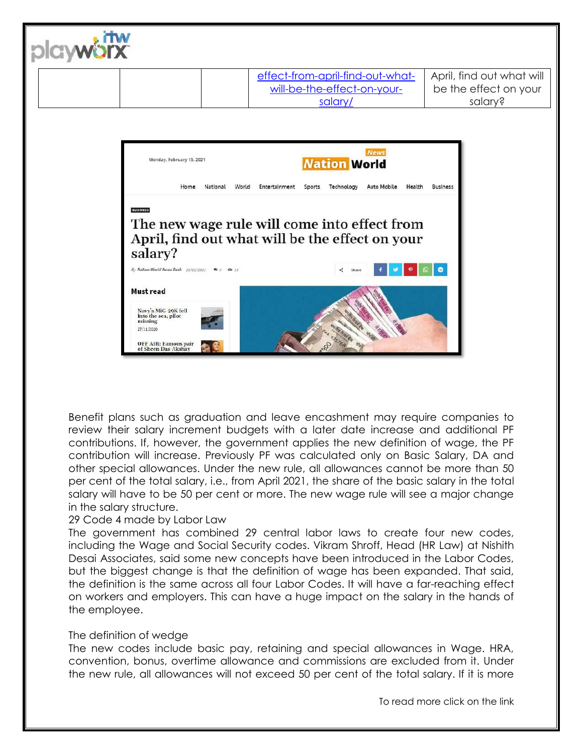|  |  |  | effect-from-april-find-out-what-will-be-the-effect-on-your-salary/ | April, find out what will be the effect on your salary? |
|---|---|---|---|---|

Benefit plans such as graduation and leave encashment may require companies to review their salary increment budgets with a later date increase and additional PF contributions. If, however, the government applies the new definition of wage, the PF contribution will increase. Previously PF was calculated only on Basic Salary, DA and other special allowances. Under the new rule, all allowances cannot be more than 50 per cent of the total salary, i.e., from April 2021, the share of the basic salary in the total salary will have to be 50 per cent or more. The new wage rule will see a major change in the salary structure.

29 Code 4 made by Labor Law

The government has combined 29 central labor laws to create four new codes, including the Wage and Social Security codes. Vikram Shroff, Head (HR Law) at Nishith Desai Associates, said some new concepts have been introduced in the Labor Codes, but the biggest change is that the definition of wage has been expanded. That said, the definition is the same across all four Labor Codes. It will have a far-reaching effect on workers and employers. This can have a huge impact on the salary in the hands of the employee.

The definition of wedge

The new codes include basic pay, retaining and special allowances in Wage. HRA, convention, bonus, overtime allowance and commissions are excluded from it. Under the new rule, all allowances will not exceed 50 per cent of the total salary. If it is more

To read more click on the link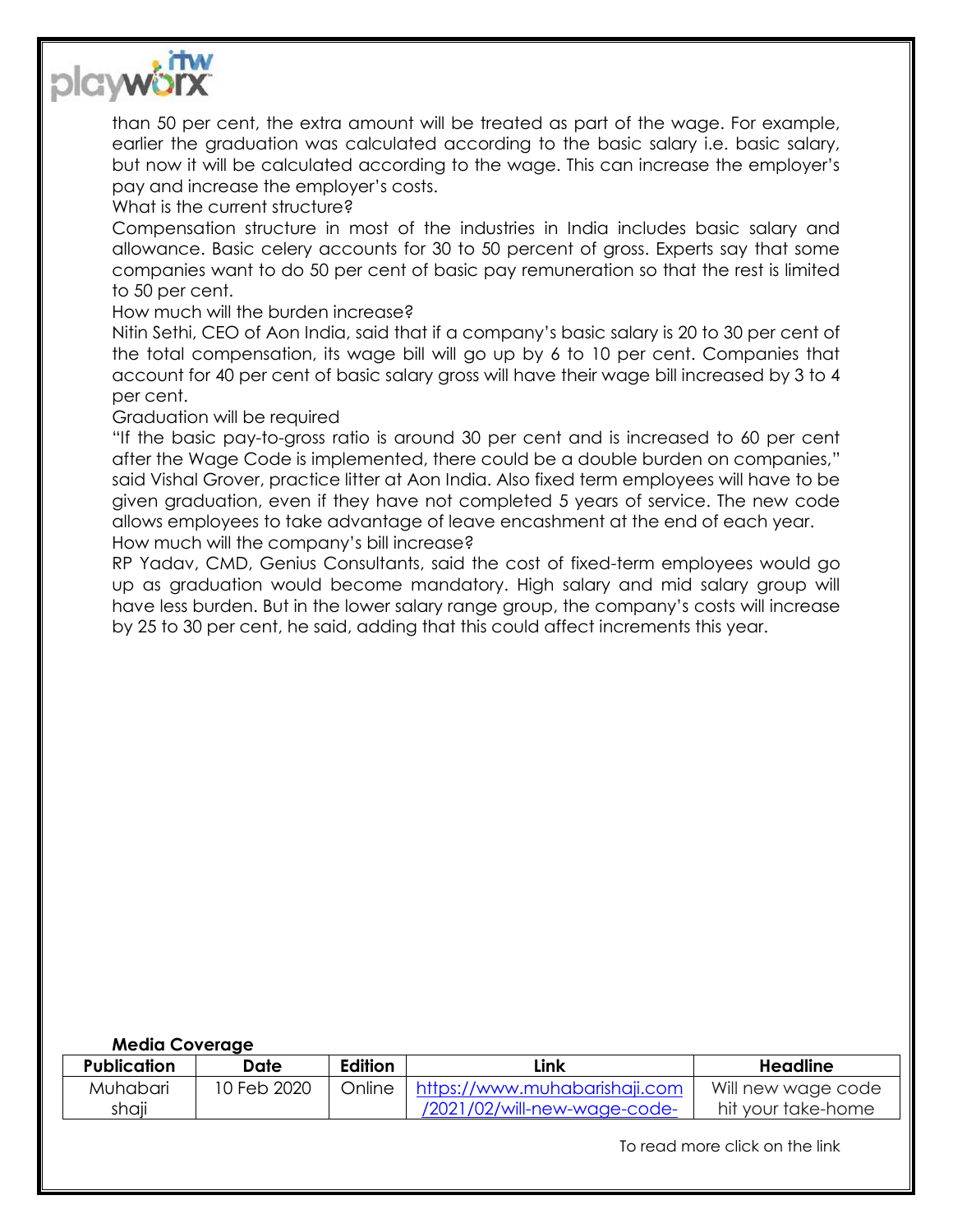than 50 per cent, the extra amount will be treated as part of the wage. For example, earlier the graduation was calculated according to the basic salary i.e. basic salary, but now it will be calculated according to the wage. This can increase the employer's pay and increase the employer's costs.

What is the current structure?

Compensation structure in most of the industries in India includes basic salary and allowance. Basic celery accounts for 30 to 50 percent of gross. Experts say that some companies want to do 50 per cent of basic pay remuneration so that the rest is limited to 50 per cent.

How much will the burden increase?

Nitin Sethi, CEO of Aon India, said that if a company's basic salary is 20 to 30 per cent of the total compensation, its wage bill will go up by 6 to 10 per cent. Companies that account for 40 per cent of basic salary gross will have their wage bill increased by 3 to 4 per cent.

Graduation will be required

"If the basic pay-to-gross ratio is around 30 per cent and is increased to 60 per cent after the Wage Code is implemented, there could be a double burden on companies," said Vishal Grover, practice litter at Aon India. Also fixed term employees will have to be given graduation, even if they have not completed 5 years of service. The new code allows employees to take advantage of leave encashment at the end of each year.

How much will the company's bill increase?

RP Yadav, CMD, Genius Consultants, said the cost of fixed-term employees would go up as graduation would become mandatory. High salary and mid salary group will have less burden. But in the lower salary range group, the company's costs will increase by 25 to 30 per cent, he said, adding that this could affect increments this year.

**Media Coverage**

| Publication | Date | Edition | Link | Headline |
|---|---|---|---|---|
| Muhabari shaji | 10 Feb 2020 | Online | https://www.muhabarishaji.com/2021/02/will-new-wage-code- | Will new wage code hit your take-home |

To read more click on the link